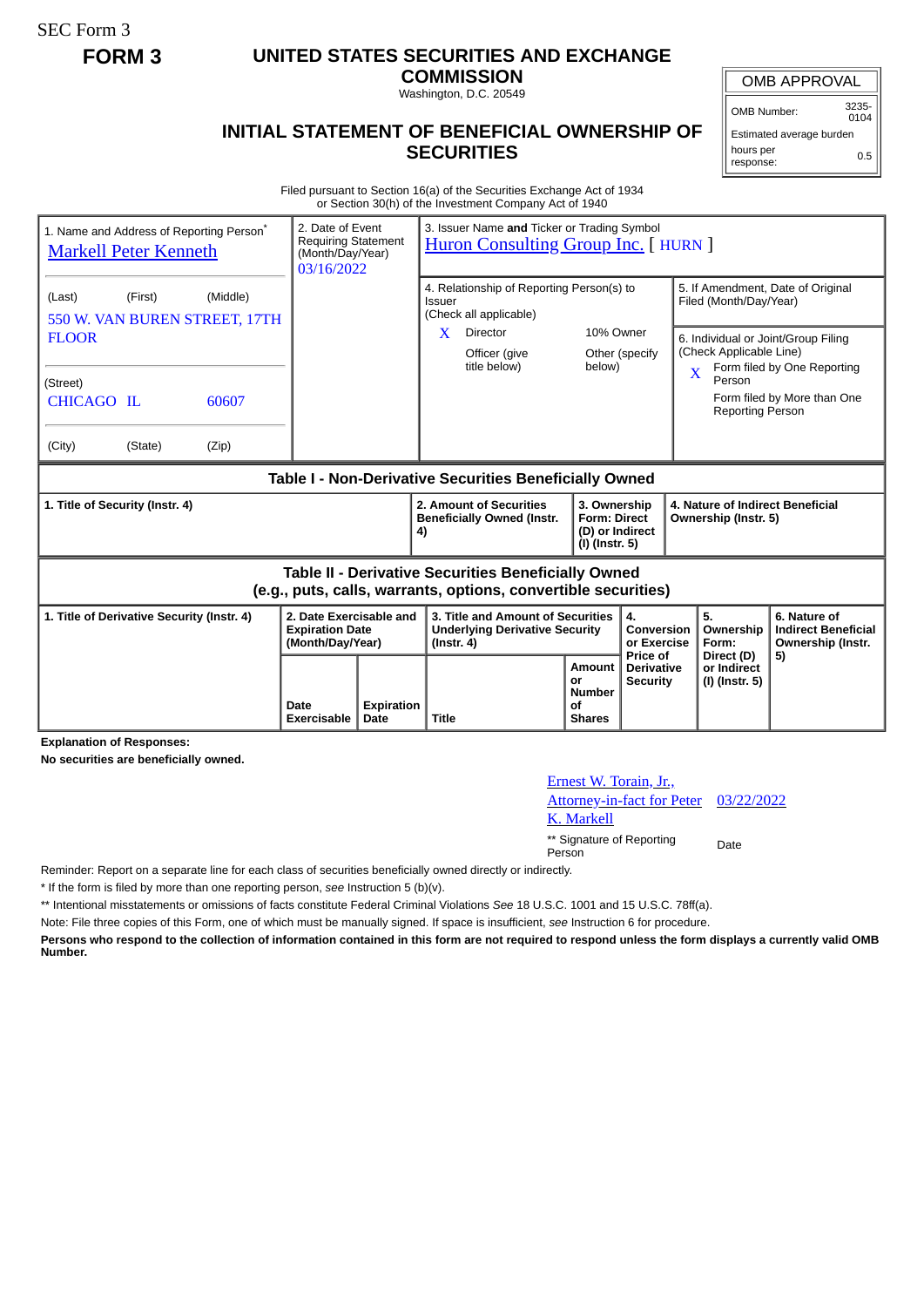SEC Form 3

# FORM 3

## UNITED STATES SECURITIES AND EXCHANGE COMMISSION

Washington, D.C. 20549

## INITIAL STATEMENT OF BENEFICIAL OWNERSHIP OF SECURITIES

| OMB APPROVAL | |
|---|---|
| OMB Number: | 3235-0104 |
| Estimated average burden | |
| hours per response: | 0.5 |

Filed pursuant to Section 16(a) of the Securities Exchange Act of 1934
or Section 30(h) of the Investment Company Act of 1940

| 1. Name and Address of Reporting Person* | 2. Date of Event Requiring Statement (Month/Day/Year) | 3. Issuer Name **and** Ticker or Trading Symbol |
|---|---|---|
| Markell Peter Kenneth | 03/16/2022 | Huron Consulting Group Inc. [ HURN ] |
| (Last) (First) (Middle) 550 W. VAN BUREN STREET, 17TH FLOOR | | 4. Relationship of Reporting Person(s) to Issuer (Check all applicable) X Director ___ 10% Owner ___ Officer (give title below) ___ Other (specify below) |
| (Street) CHICAGO IL 60607 | | 5. If Amendment, Date of Original Filed (Month/Day/Year) |
| (City) (State) (Zip) | | 6. Individual or Joint/Group Filing (Check Applicable Line) X Form filed by One Reporting Person ___ Form filed by More than One Reporting Person |

### Table I - Non-Derivative Securities Beneficially Owned

| 1. Title of Security (Instr. 4) | 2. Amount of Securities Beneficially Owned (Instr. 4) | 3. Ownership Form: Direct (D) or Indirect (I) (Instr. 5) | 4. Nature of Indirect Beneficial Ownership (Instr. 5) |
|---|---|---|---|

### Table II - Derivative Securities Beneficially Owned (e.g., puts, calls, warrants, options, convertible securities)

| 1. Title of Derivative Security (Instr. 4) | 2. Date Exercisable and Expiration Date (Month/Day/Year) | | 3. Title and Amount of Securities Underlying Derivative Security (Instr. 4) | | 4. Conversion or Exercise Price of Derivative Security | 5. Ownership Form: Direct (D) or Indirect (I) (Instr. 5) | 6. Nature of Indirect Beneficial Ownership (Instr. 5) |
|---|---|---|---|---|---|---|---|
| | Date Exercisable | Expiration Date | Title | Amount or Number of Shares | | | |

**Explanation of Responses:**

**No securities are beneficially owned.**

| Ernest W. Torain, Jr., Attorney-in-fact for Peter K. Markell | 03/22/2022 |
|---|---|
| ** Signature of Reporting Person | Date |

Reminder: Report on a separate line for each class of securities beneficially owned directly or indirectly.

\* If the form is filed by more than one reporting person, *see* Instruction 5 (b)(v).

** Intentional misstatements or omissions of facts constitute Federal Criminal Violations *See* 18 U.S.C. 1001 and 15 U.S.C. 78ff(a).

Note: File three copies of this Form, one of which must be manually signed. If space is insufficient, *see* Instruction 6 for procedure.

**Persons who respond to the collection of information contained in this form are not required to respond unless the form displays a currently valid OMB Number.**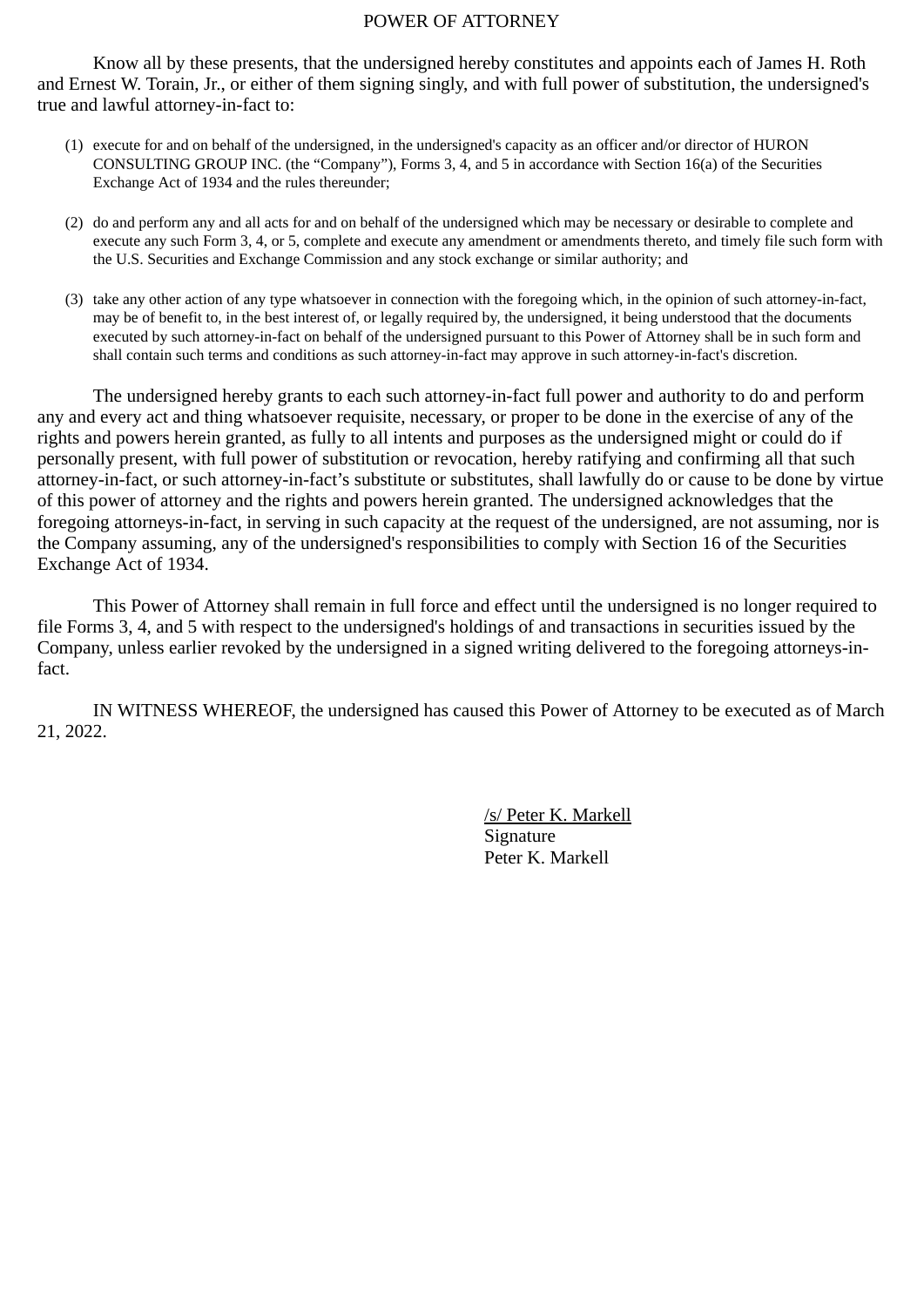# POWER OF ATTORNEY

Know all by these presents, that the undersigned hereby constitutes and appoints each of James H. Roth and Ernest W. Torain, Jr., or either of them signing singly, and with full power of substitution, the undersigned's true and lawful attorney-in-fact to:

(1) execute for and on behalf of the undersigned, in the undersigned's capacity as an officer and/or director of HURON CONSULTING GROUP INC. (the "Company"), Forms 3, 4, and 5 in accordance with Section 16(a) of the Securities Exchange Act of 1934 and the rules thereunder;

(2) do and perform any and all acts for and on behalf of the undersigned which may be necessary or desirable to complete and execute any such Form 3, 4, or 5, complete and execute any amendment or amendments thereto, and timely file such form with the U.S. Securities and Exchange Commission and any stock exchange or similar authority; and

(3) take any other action of any type whatsoever in connection with the foregoing which, in the opinion of such attorney-in-fact, may be of benefit to, in the best interest of, or legally required by, the undersigned, it being understood that the documents executed by such attorney-in-fact on behalf of the undersigned pursuant to this Power of Attorney shall be in such form and shall contain such terms and conditions as such attorney-in-fact may approve in such attorney-in-fact's discretion.

The undersigned hereby grants to each such attorney-in-fact full power and authority to do and perform any and every act and thing whatsoever requisite, necessary, or proper to be done in the exercise of any of the rights and powers herein granted, as fully to all intents and purposes as the undersigned might or could do if personally present, with full power of substitution or revocation, hereby ratifying and confirming all that such attorney-in-fact, or such attorney-in-fact's substitute or substitutes, shall lawfully do or cause to be done by virtue of this power of attorney and the rights and powers herein granted. The undersigned acknowledges that the foregoing attorneys-in-fact, in serving in such capacity at the request of the undersigned, are not assuming, nor is the Company assuming, any of the undersigned's responsibilities to comply with Section 16 of the Securities Exchange Act of 1934.

This Power of Attorney shall remain in full force and effect until the undersigned is no longer required to file Forms 3, 4, and 5 with respect to the undersigned's holdings of and transactions in securities issued by the Company, unless earlier revoked by the undersigned in a signed writing delivered to the foregoing attorneys-in-fact.

IN WITNESS WHEREOF, the undersigned has caused this Power of Attorney to be executed as of March 21, 2022.

/s/ Peter K. Markell
Signature
Peter K. Markell